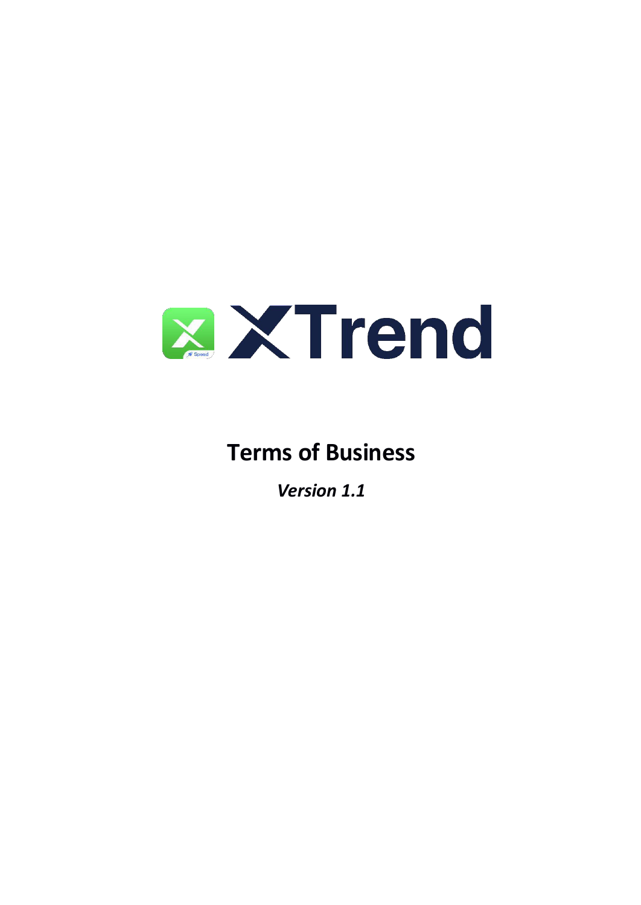# XTrend

## Terms of Business

***Version 1.1***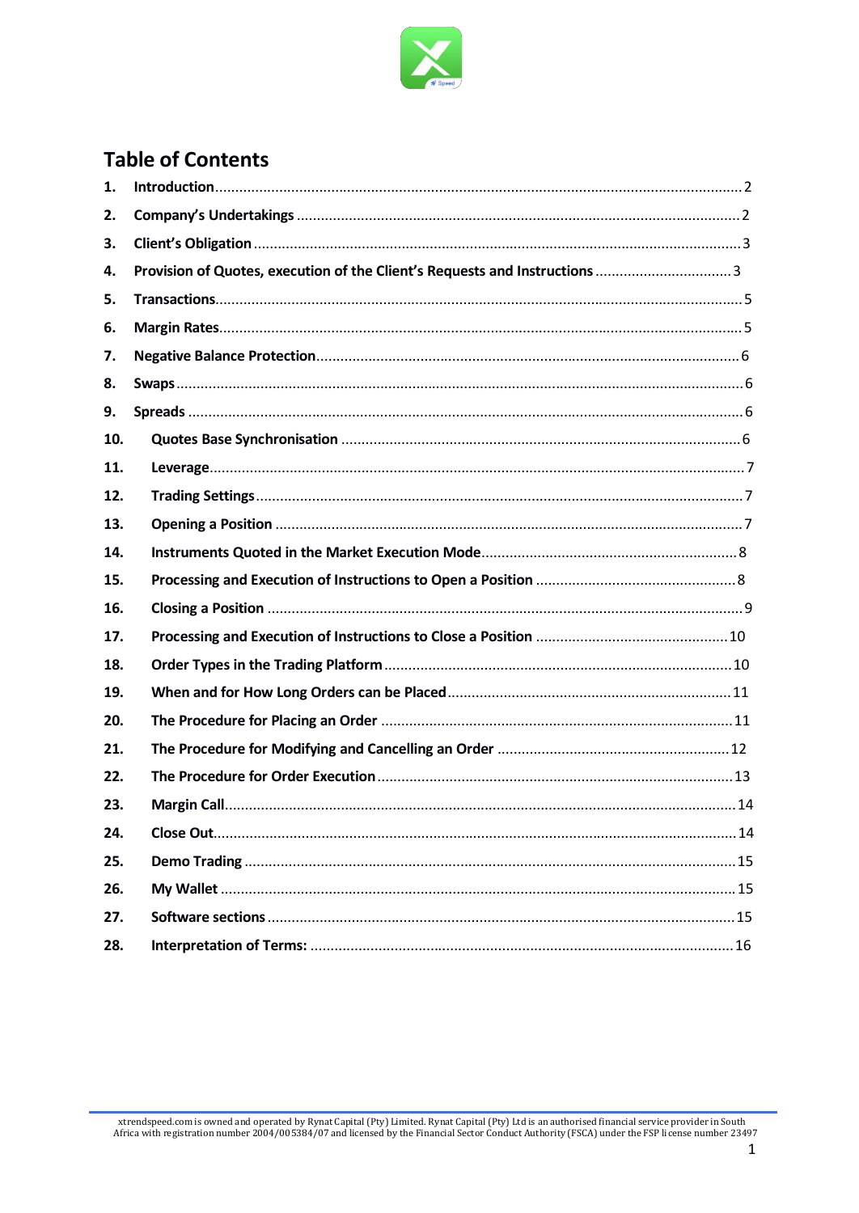# Table of Contents

1. Introduction ........ 2
2. Company's Undertakings ........ 2
3. Client's Obligation ........ 3
4. Provision of Quotes, execution of the Client's Requests and Instructions ........ 3
5. Transactions ........ 5
6. Margin Rates ........ 5
7. Negative Balance Protection ........ 6
8. Swaps ........ 6
9. Spreads ........ 6
10. Quotes Base Synchronisation ........ 6
11. Leverage ........ 7
12. Trading Settings ........ 7
13. Opening a Position ........ 7
14. Instruments Quoted in the Market Execution Mode ........ 8
15. Processing and Execution of Instructions to Open a Position ........ 8
16. Closing a Position ........ 9
17. Processing and Execution of Instructions to Close a Position ........ 10
18. Order Types in the Trading Platform ........ 10
19. When and for How Long Orders can be Placed ........ 11
20. The Procedure for Placing an Order ........ 11
21. The Procedure for Modifying and Cancelling an Order ........ 12
22. The Procedure for Order Execution ........ 13
23. Margin Call ........ 14
24. Close Out ........ 14
25. Demo Trading ........ 15
26. My Wallet ........ 15
27. Software sections ........ 15
28. Interpretation of Terms: ........ 16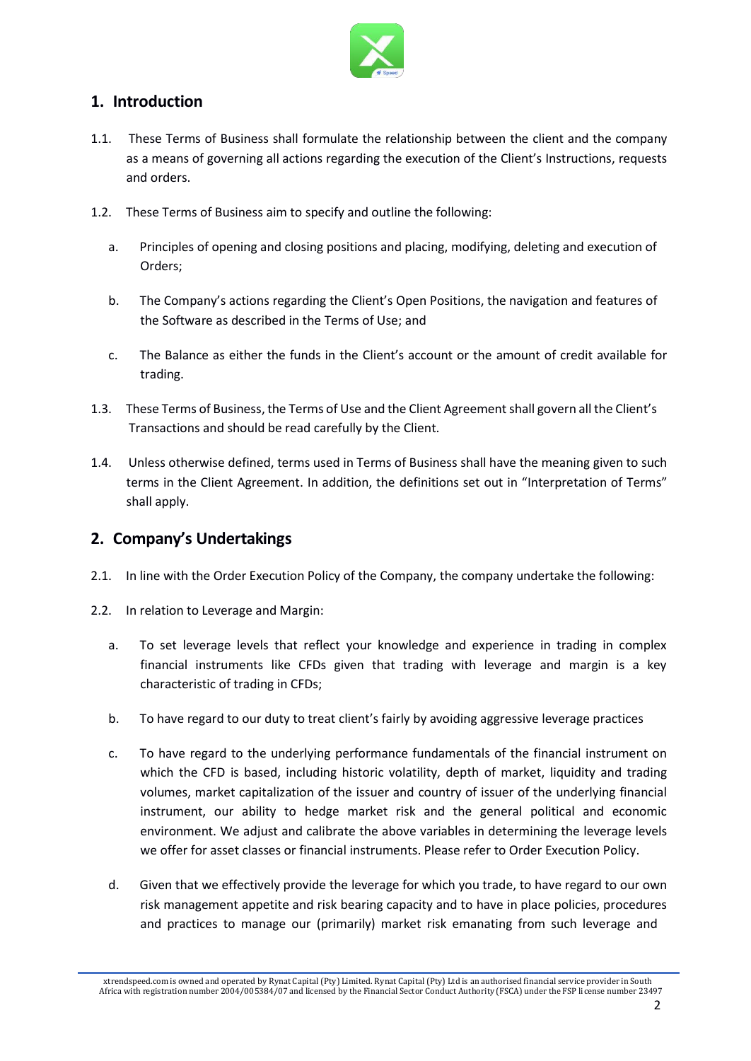## 1. Introduction

1.1. These Terms of Business shall formulate the relationship between the client and the company as a means of governing all actions regarding the execution of the Client's Instructions, requests and orders.

1.2. These Terms of Business aim to specify and outline the following:

  a. Principles of opening and closing positions and placing, modifying, deleting and execution of Orders;

  b. The Company's actions regarding the Client's Open Positions, the navigation and features of the Software as described in the Terms of Use; and

  c. The Balance as either the funds in the Client's account or the amount of credit available for trading.

1.3. These Terms of Business, the Terms of Use and the Client Agreement shall govern all the Client's Transactions and should be read carefully by the Client.

1.4. Unless otherwise defined, terms used in Terms of Business shall have the meaning given to such terms in the Client Agreement. In addition, the definitions set out in "Interpretation of Terms" shall apply.

## 2. Company's Undertakings

2.1. In line with the Order Execution Policy of the Company, the company undertake the following:

2.2. In relation to Leverage and Margin:

  a. To set leverage levels that reflect your knowledge and experience in trading in complex financial instruments like CFDs given that trading with leverage and margin is a key characteristic of trading in CFDs;

  b. To have regard to our duty to treat client's fairly by avoiding aggressive leverage practices

  c. To have regard to the underlying performance fundamentals of the financial instrument on which the CFD is based, including historic volatility, depth of market, liquidity and trading volumes, market capitalization of the issuer and country of issuer of the underlying financial instrument, our ability to hedge market risk and the general political and economic environment. We adjust and calibrate the above variables in determining the leverage levels we offer for asset classes or financial instruments. Please refer to Order Execution Policy.

  d. Given that we effectively provide the leverage for which you trade, to have regard to our own risk management appetite and risk bearing capacity and to have in place policies, procedures and practices to manage our (primarily) market risk emanating from such leverage and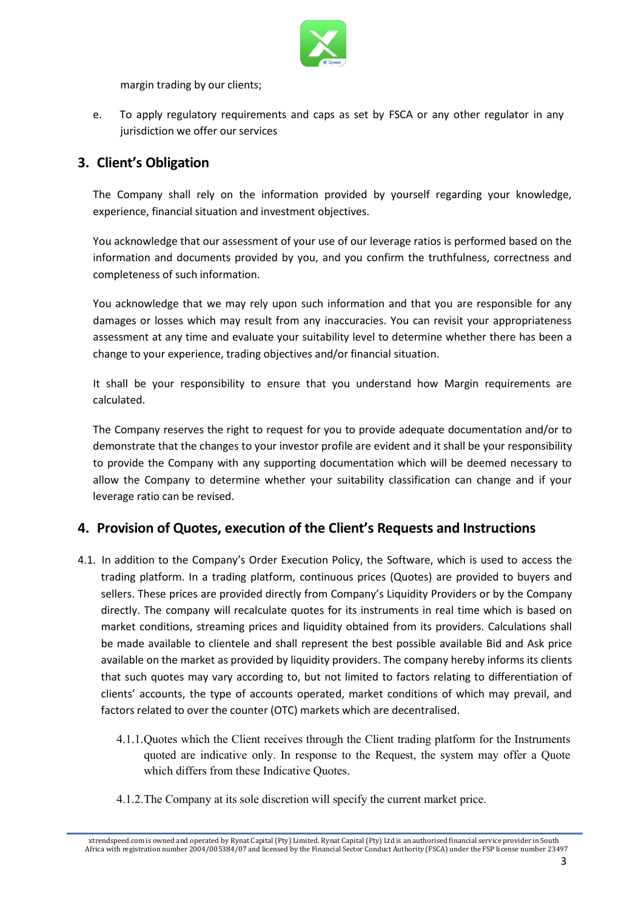margin trading by our clients;

e. To apply regulatory requirements and caps as set by FSCA or any other regulator in any jurisdiction we offer our services

## 3. Client's Obligation

The Company shall rely on the information provided by yourself regarding your knowledge, experience, financial situation and investment objectives.

You acknowledge that our assessment of your use of our leverage ratios is performed based on the information and documents provided by you, and you confirm the truthfulness, correctness and completeness of such information.

You acknowledge that we may rely upon such information and that you are responsible for any damages or losses which may result from any inaccuracies. You can revisit your appropriateness assessment at any time and evaluate your suitability level to determine whether there has been a change to your experience, trading objectives and/or financial situation.

It shall be your responsibility to ensure that you understand how Margin requirements are calculated.

The Company reserves the right to request for you to provide adequate documentation and/or to demonstrate that the changes to your investor profile are evident and it shall be your responsibility to provide the Company with any supporting documentation which will be deemed necessary to allow the Company to determine whether your suitability classification can change and if your leverage ratio can be revised.

## 4. Provision of Quotes, execution of the Client's Requests and Instructions

4.1. In addition to the Company's Order Execution Policy, the Software, which is used to access the trading platform. In a trading platform, continuous prices (Quotes) are provided to buyers and sellers. These prices are provided directly from Company's Liquidity Providers or by the Company directly. The company will recalculate quotes for its instruments in real time which is based on market conditions, streaming prices and liquidity obtained from its providers. Calculations shall be made available to clientele and shall represent the best possible available Bid and Ask price available on the market as provided by liquidity providers. The company hereby informs its clients that such quotes may vary according to, but not limited to factors relating to differentiation of clients' accounts, the type of accounts operated, market conditions of which may prevail, and factors related to over the counter (OTC) markets which are decentralised.

4.1.1. Quotes which the Client receives through the Client trading platform for the Instruments quoted are indicative only. In response to the Request, the system may offer a Quote which differs from these Indicative Quotes.

4.1.2. The Company at its sole discretion will specify the current market price.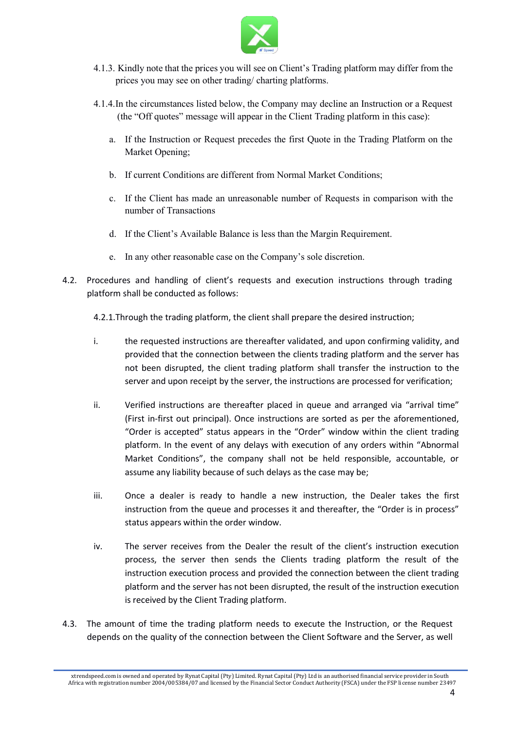4.1.3. Kindly note that the prices you will see on Client's Trading platform may differ from the prices you may see on other trading/ charting platforms.

4.1.4. In the circumstances listed below, the Company may decline an Instruction or a Request (the "Off quotes" message will appear in the Client Trading platform in this case):

a. If the Instruction or Request precedes the first Quote in the Trading Platform on the Market Opening;

b. If current Conditions are different from Normal Market Conditions;

c. If the Client has made an unreasonable number of Requests in comparison with the number of Transactions

d. If the Client's Available Balance is less than the Margin Requirement.

e. In any other reasonable case on the Company's sole discretion.

4.2. Procedures and handling of client's requests and execution instructions through trading platform shall be conducted as follows:

4.2.1. Through the trading platform, the client shall prepare the desired instruction;

i. the requested instructions are thereafter validated, and upon confirming validity, and provided that the connection between the clients trading platform and the server has not been disrupted, the client trading platform shall transfer the instruction to the server and upon receipt by the server, the instructions are processed for verification;

ii. Verified instructions are thereafter placed in queue and arranged via "arrival time" (First in-first out principal). Once instructions are sorted as per the aforementioned, "Order is accepted" status appears in the "Order" window within the client trading platform. In the event of any delays with execution of any orders within "Abnormal Market Conditions", the company shall not be held responsible, accountable, or assume any liability because of such delays as the case may be;

iii. Once a dealer is ready to handle a new instruction, the Dealer takes the first instruction from the queue and processes it and thereafter, the "Order is in process" status appears within the order window.

iv. The server receives from the Dealer the result of the client's instruction execution process, the server then sends the Clients trading platform the result of the instruction execution process and provided the connection between the client trading platform and the server has not been disrupted, the result of the instruction execution is received by the Client Trading platform.

4.3. The amount of time the trading platform needs to execute the Instruction, or the Request depends on the quality of the connection between the Client Software and the Server, as well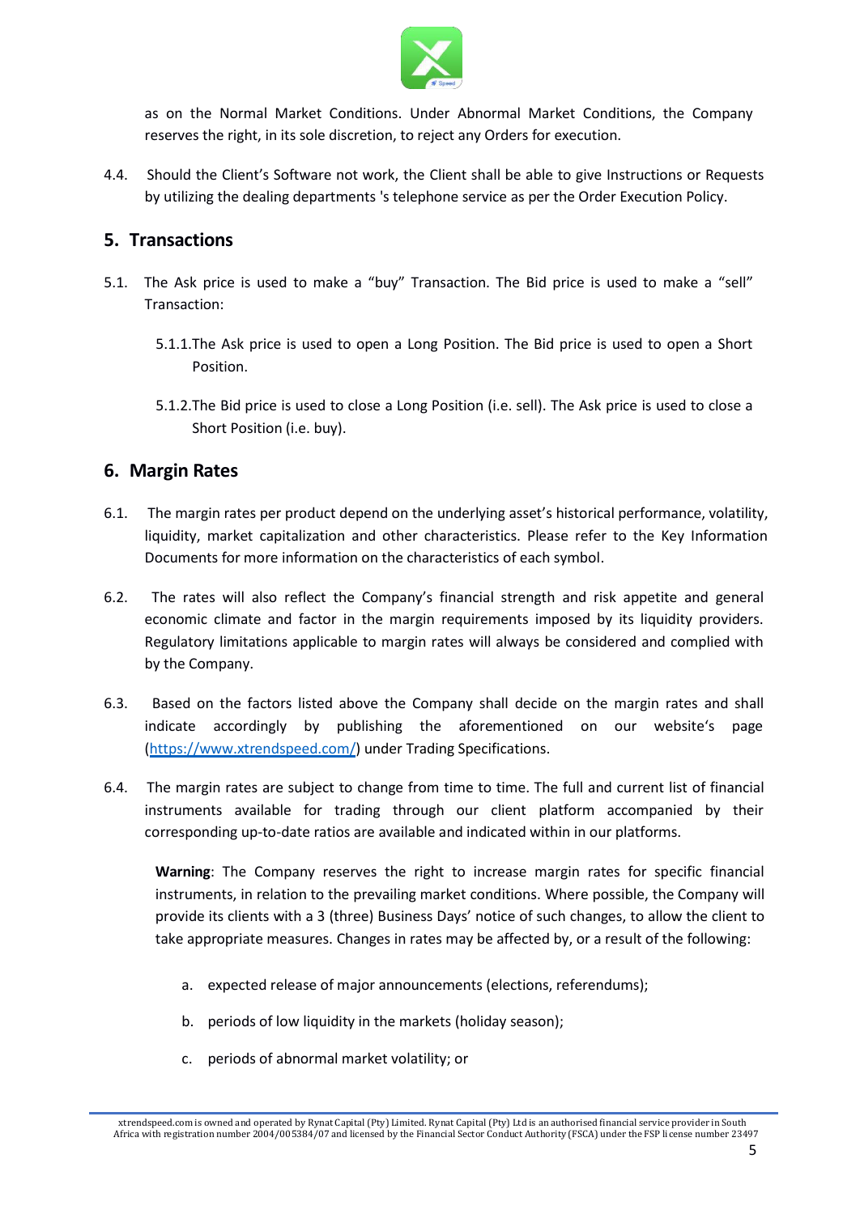as on the Normal Market Conditions. Under Abnormal Market Conditions, the Company reserves the right, in its sole discretion, to reject any Orders for execution.

4.4. Should the Client's Software not work, the Client shall be able to give Instructions or Requests by utilizing the dealing departments 's telephone service as per the Order Execution Policy.

## 5. Transactions

5.1. The Ask price is used to make a "buy" Transaction. The Bid price is used to make a "sell" Transaction:

5.1.1. The Ask price is used to open a Long Position. The Bid price is used to open a Short Position.

5.1.2. The Bid price is used to close a Long Position (i.e. sell). The Ask price is used to close a Short Position (i.e. buy).

## 6. Margin Rates

6.1. The margin rates per product depend on the underlying asset's historical performance, volatility, liquidity, market capitalization and other characteristics. Please refer to the Key Information Documents for more information on the characteristics of each symbol.

6.2. The rates will also reflect the Company's financial strength and risk appetite and general economic climate and factor in the margin requirements imposed by its liquidity providers. Regulatory limitations applicable to margin rates will always be considered and complied with by the Company.

6.3. Based on the factors listed above the Company shall decide on the margin rates and shall indicate accordingly by publishing the aforementioned on our website's page (https://www.xtrendspeed.com/) under Trading Specifications.

6.4. The margin rates are subject to change from time to time. The full and current list of financial instruments available for trading through our client platform accompanied by their corresponding up-to-date ratios are available and indicated within in our platforms.

**Warning**: The Company reserves the right to increase margin rates for specific financial instruments, in relation to the prevailing market conditions. Where possible, the Company will provide its clients with a 3 (three) Business Days' notice of such changes, to allow the client to take appropriate measures. Changes in rates may be affected by, or a result of the following:

a. expected release of major announcements (elections, referendums);

b. periods of low liquidity in the markets (holiday season);

c. periods of abnormal market volatility; or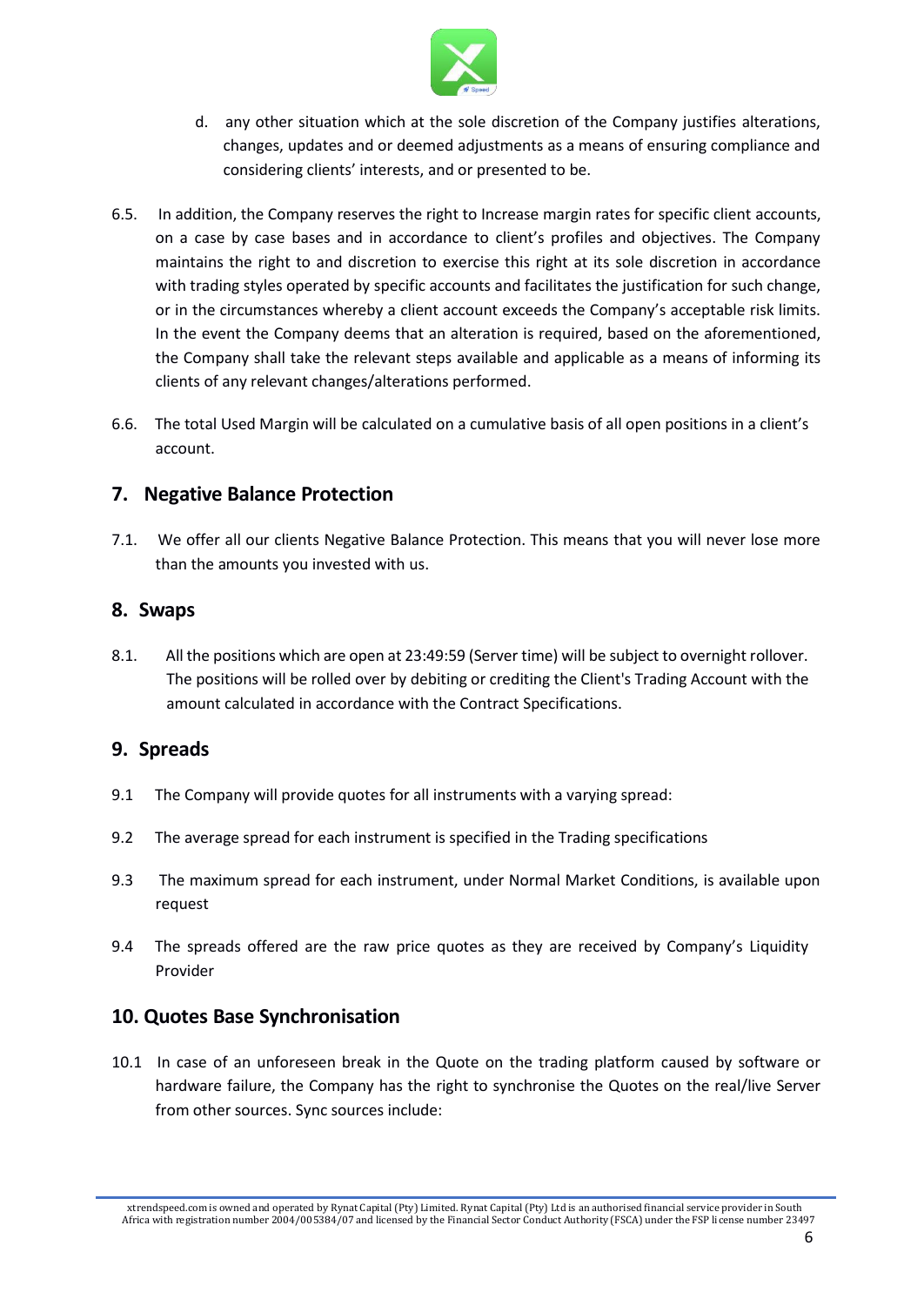d. any other situation which at the sole discretion of the Company justifies alterations, changes, updates and or deemed adjustments as a means of ensuring compliance and considering clients' interests, and or presented to be.

6.5. In addition, the Company reserves the right to Increase margin rates for specific client accounts, on a case by case bases and in accordance to client's profiles and objectives. The Company maintains the right to and discretion to exercise this right at its sole discretion in accordance with trading styles operated by specific accounts and facilitates the justification for such change, or in the circumstances whereby a client account exceeds the Company's acceptable risk limits. In the event the Company deems that an alteration is required, based on the aforementioned, the Company shall take the relevant steps available and applicable as a means of informing its clients of any relevant changes/alterations performed.

6.6. The total Used Margin will be calculated on a cumulative basis of all open positions in a client's account.

## 7. Negative Balance Protection

7.1. We offer all our clients Negative Balance Protection. This means that you will never lose more than the amounts you invested with us.

## 8. Swaps

8.1. All the positions which are open at 23:49:59 (Server time) will be subject to overnight rollover. The positions will be rolled over by debiting or crediting the Client's Trading Account with the amount calculated in accordance with the Contract Specifications.

## 9. Spreads

9.1 The Company will provide quotes for all instruments with a varying spread:

9.2 The average spread for each instrument is specified in the Trading specifications

9.3 The maximum spread for each instrument, under Normal Market Conditions, is available upon request

9.4 The spreads offered are the raw price quotes as they are received by Company's Liquidity Provider

## 10. Quotes Base Synchronisation

10.1 In case of an unforeseen break in the Quote on the trading platform caused by software or hardware failure, the Company has the right to synchronise the Quotes on the real/live Server from other sources. Sync sources include: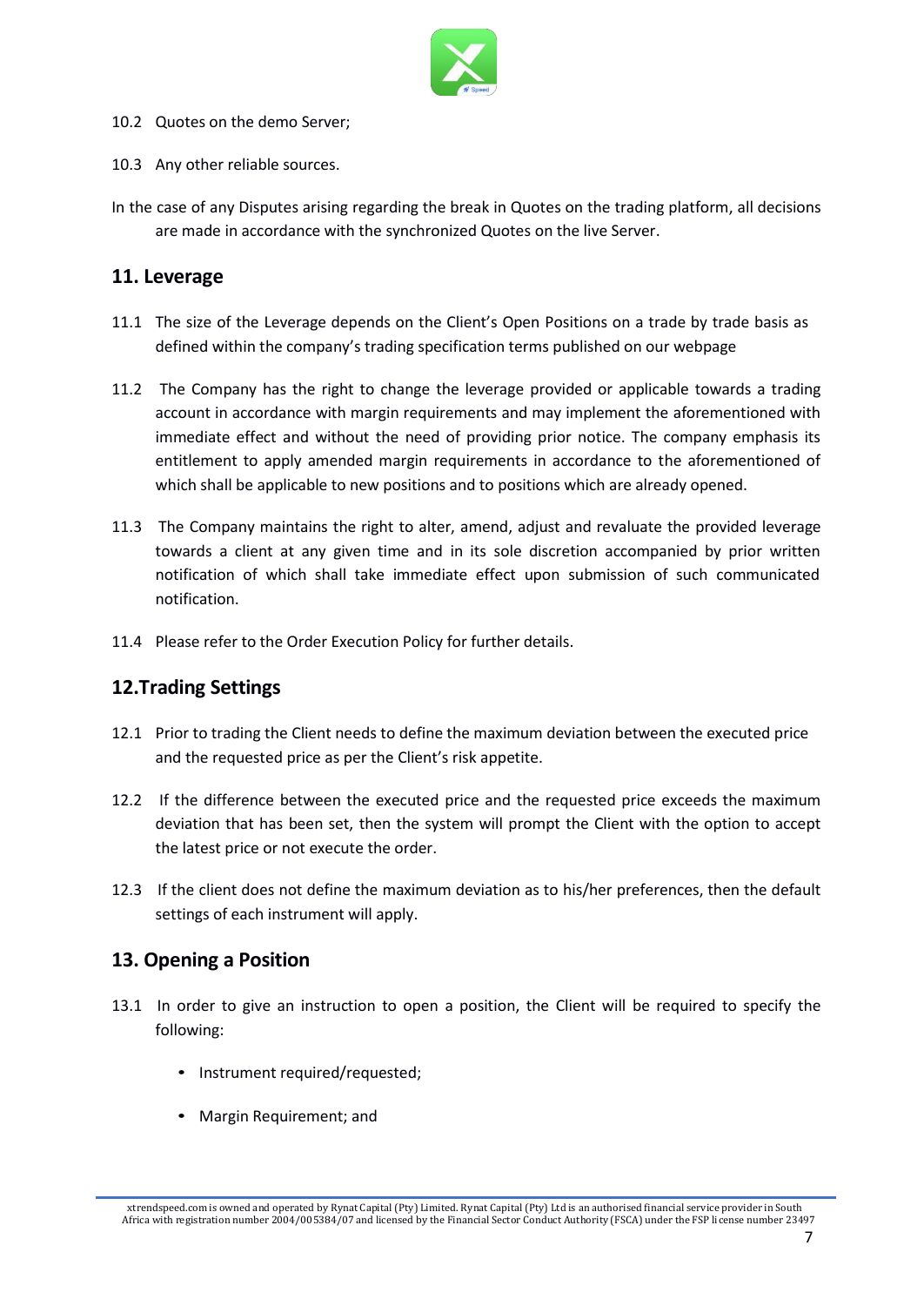10.2 Quotes on the demo Server;

10.3 Any other reliable sources.

In the case of any Disputes arising regarding the break in Quotes on the trading platform, all decisions are made in accordance with the synchronized Quotes on the live Server.

## 11. Leverage

11.1 The size of the Leverage depends on the Client's Open Positions on a trade by trade basis as defined within the company's trading specification terms published on our webpage

11.2 The Company has the right to change the leverage provided or applicable towards a trading account in accordance with margin requirements and may implement the aforementioned with immediate effect and without the need of providing prior notice. The company emphasis its entitlement to apply amended margin requirements in accordance to the aforementioned of which shall be applicable to new positions and to positions which are already opened.

11.3 The Company maintains the right to alter, amend, adjust and revaluate the provided leverage towards a client at any given time and in its sole discretion accompanied by prior written notification of which shall take immediate effect upon submission of such communicated notification.

11.4 Please refer to the Order Execution Policy for further details.

## 12.Trading Settings

12.1 Prior to trading the Client needs to define the maximum deviation between the executed price and the requested price as per the Client's risk appetite.

12.2 If the difference between the executed price and the requested price exceeds the maximum deviation that has been set, then the system will prompt the Client with the option to accept the latest price or not execute the order.

12.3 If the client does not define the maximum deviation as to his/her preferences, then the default settings of each instrument will apply.

## 13. Opening a Position

13.1 In order to give an instruction to open a position, the Client will be required to specify the following:

- Instrument required/requested;
- Margin Requirement; and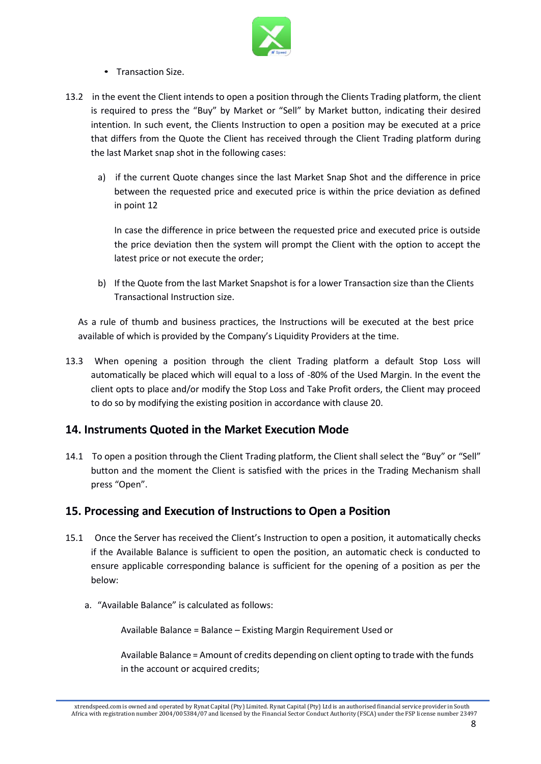- Transaction Size.

13.2 in the event the Client intends to open a position through the Clients Trading platform, the client is required to press the "Buy" by Market or "Sell" by Market button, indicating their desired intention. In such event, the Clients Instruction to open a position may be executed at a price that differs from the Quote the Client has received through the Client Trading platform during the last Market snap shot in the following cases:

a) if the current Quote changes since the last Market Snap Shot and the difference in price between the requested price and executed price is within the price deviation as defined in point 12

   In case the difference in price between the requested price and executed price is outside the price deviation then the system will prompt the Client with the option to accept the latest price or not execute the order;

b) If the Quote from the last Market Snapshot is for a lower Transaction size than the Clients Transactional Instruction size.

As a rule of thumb and business practices, the Instructions will be executed at the best price available of which is provided by the Company's Liquidity Providers at the time.

13.3 When opening a position through the client Trading platform a default Stop Loss will automatically be placed which will equal to a loss of -80% of the Used Margin. In the event the client opts to place and/or modify the Stop Loss and Take Profit orders, the Client may proceed to do so by modifying the existing position in accordance with clause 20.

## 14. Instruments Quoted in the Market Execution Mode

14.1 To open a position through the Client Trading platform, the Client shall select the "Buy" or "Sell" button and the moment the Client is satisfied with the prices in the Trading Mechanism shall press "Open".

## 15. Processing and Execution of Instructions to Open a Position

15.1 Once the Server has received the Client's Instruction to open a position, it automatically checks if the Available Balance is sufficient to open the position, an automatic check is conducted to ensure applicable corresponding balance is sufficient for the opening of a position as per the below:

a. "Available Balance" is calculated as follows:

   Available Balance = Balance – Existing Margin Requirement Used or

   Available Balance = Amount of credits depending on client opting to trade with the funds in the account or acquired credits;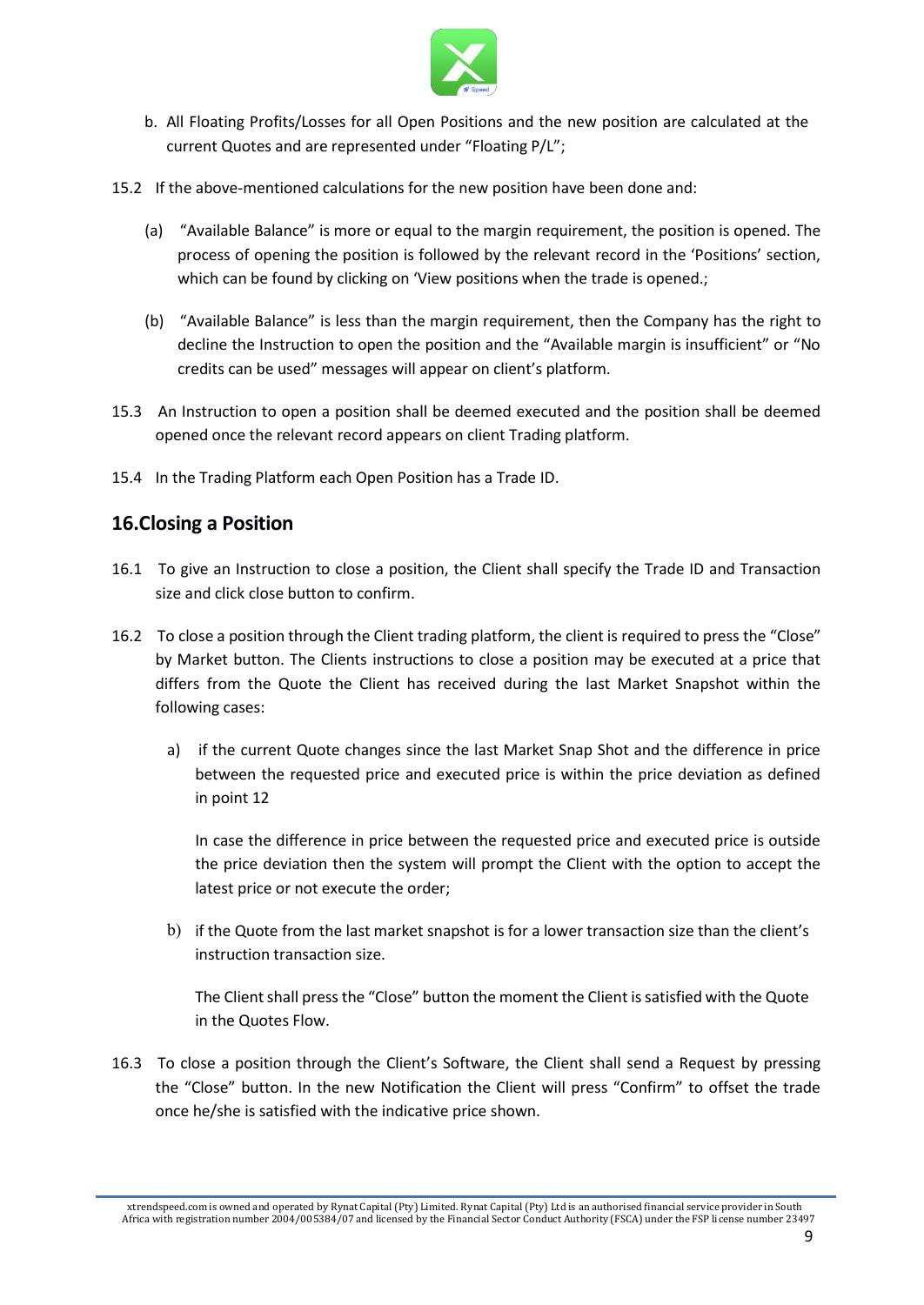b. All Floating Profits/Losses for all Open Positions and the new position are calculated at the current Quotes and are represented under "Floating P/L";

15.2 If the above-mentioned calculations for the new position have been done and:

(a) "Available Balance" is more or equal to the margin requirement, the position is opened. The process of opening the position is followed by the relevant record in the 'Positions' section, which can be found by clicking on 'View positions when the trade is opened.;

(b) "Available Balance" is less than the margin requirement, then the Company has the right to decline the Instruction to open the position and the "Available margin is insufficient" or "No credits can be used" messages will appear on client's platform.

15.3 An Instruction to open a position shall be deemed executed and the position shall be deemed opened once the relevant record appears on client Trading platform.

15.4 In the Trading Platform each Open Position has a Trade ID.

## 16.Closing a Position

16.1 To give an Instruction to close a position, the Client shall specify the Trade ID and Transaction size and click close button to confirm.

16.2 To close a position through the Client trading platform, the client is required to press the "Close" by Market button. The Clients instructions to close a position may be executed at a price that differs from the Quote the Client has received during the last Market Snapshot within the following cases:

a) if the current Quote changes since the last Market Snap Shot and the difference in price between the requested price and executed price is within the price deviation as defined in point 12

In case the difference in price between the requested price and executed price is outside the price deviation then the system will prompt the Client with the option to accept the latest price or not execute the order;

b) if the Quote from the last market snapshot is for a lower transaction size than the client's instruction transaction size.

The Client shall press the "Close" button the moment the Client is satisfied with the Quote in the Quotes Flow.

16.3 To close a position through the Client's Software, the Client shall send a Request by pressing the "Close" button. In the new Notification the Client will press "Confirm" to offset the trade once he/she is satisfied with the indicative price shown.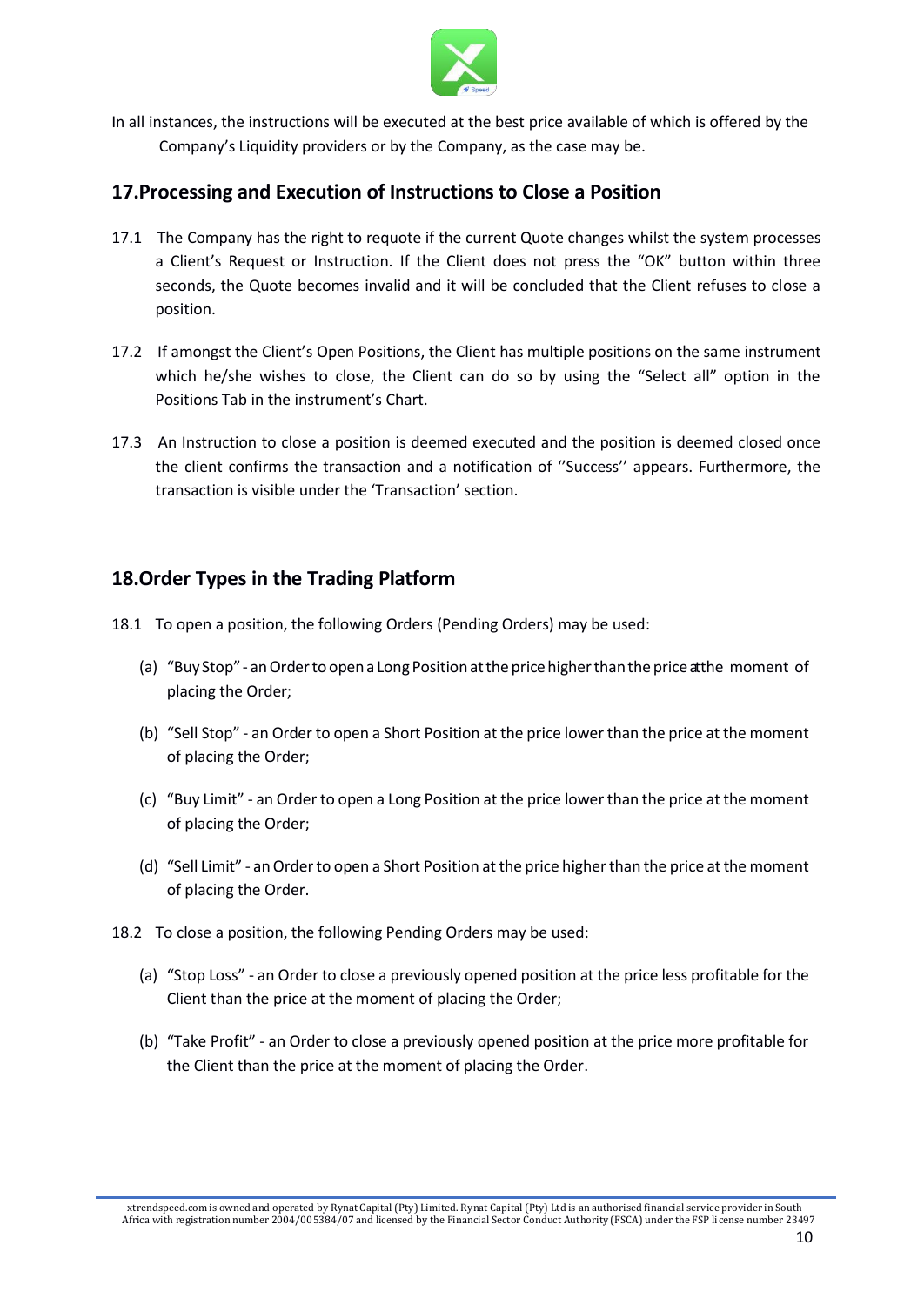In all instances, the instructions will be executed at the best price available of which is offered by the Company's Liquidity providers or by the Company, as the case may be.

## 17.Processing and Execution of Instructions to Close a Position

17.1 The Company has the right to requote if the current Quote changes whilst the system processes a Client's Request or Instruction. If the Client does not press the "OK" button within three seconds, the Quote becomes invalid and it will be concluded that the Client refuses to close a position.

17.2 If amongst the Client's Open Positions, the Client has multiple positions on the same instrument which he/she wishes to close, the Client can do so by using the "Select all" option in the Positions Tab in the instrument's Chart.

17.3 An Instruction to close a position is deemed executed and the position is deemed closed once the client confirms the transaction and a notification of ''Success'' appears. Furthermore, the transaction is visible under the 'Transaction' section.

## 18.Order Types in the Trading Platform

18.1 To open a position, the following Orders (Pending Orders) may be used:

(a) "Buy Stop" - an Order to open a Long Position at the price higher than the price at the moment of placing the Order;

(b) "Sell Stop" - an Order to open a Short Position at the price lower than the price at the moment of placing the Order;

(c) "Buy Limit" - an Order to open a Long Position at the price lower than the price at the moment of placing the Order;

(d) "Sell Limit" - an Order to open a Short Position at the price higher than the price at the moment of placing the Order.

18.2 To close a position, the following Pending Orders may be used:

(a) "Stop Loss" - an Order to close a previously opened position at the price less profitable for the Client than the price at the moment of placing the Order;

(b) "Take Profit" - an Order to close a previously opened position at the price more profitable for the Client than the price at the moment of placing the Order.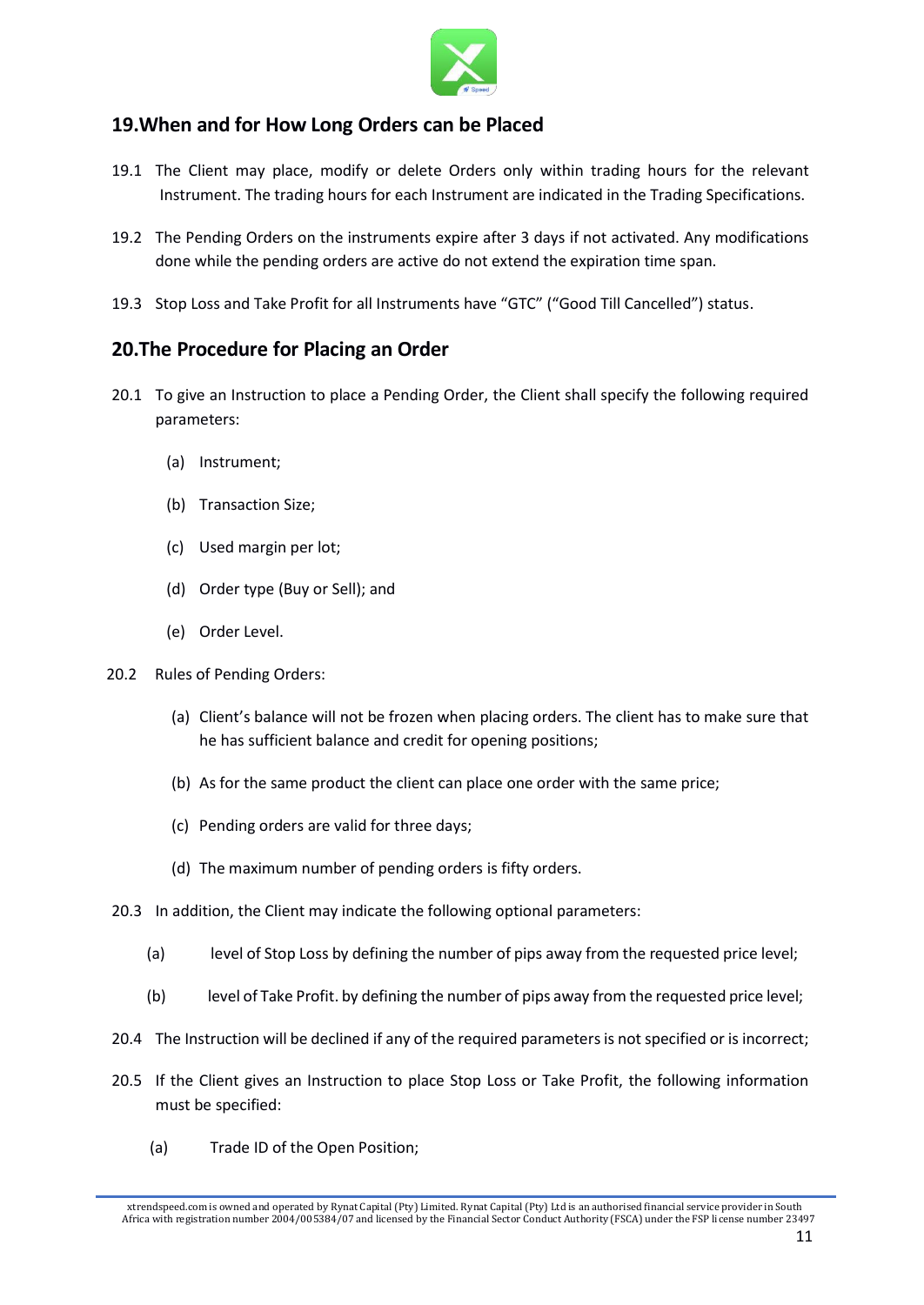## 19.When and for How Long Orders can be Placed

19.1 The Client may place, modify or delete Orders only within trading hours for the relevant Instrument. The trading hours for each Instrument are indicated in the Trading Specifications.

19.2 The Pending Orders on the instruments expire after 3 days if not activated. Any modifications done while the pending orders are active do not extend the expiration time span.

19.3 Stop Loss and Take Profit for all Instruments have "GTC" ("Good Till Cancelled") status.

## 20.The Procedure for Placing an Order

20.1 To give an Instruction to place a Pending Order, the Client shall specify the following required parameters:

(a) Instrument;

(b) Transaction Size;

(c) Used margin per lot;

(d) Order type (Buy or Sell); and

(e) Order Level.

20.2 Rules of Pending Orders:

(a) Client's balance will not be frozen when placing orders. The client has to make sure that he has sufficient balance and credit for opening positions;

(b) As for the same product the client can place one order with the same price;

(c) Pending orders are valid for three days;

(d) The maximum number of pending orders is fifty orders.

20.3 In addition, the Client may indicate the following optional parameters:

(a) level of Stop Loss by defining the number of pips away from the requested price level;

(b) level of Take Profit. by defining the number of pips away from the requested price level;

20.4 The Instruction will be declined if any of the required parameters is not specified or is incorrect;

20.5 If the Client gives an Instruction to place Stop Loss or Take Profit, the following information must be specified:

(a) Trade ID of the Open Position;

xtrendspeed.com is owned and operated by Rynat Capital (Pty) Limited. Rynat Capital (Pty) Ltd is an authorised financial service provider in South Africa with registration number 2004/005384/07 and licensed by the Financial Sector Conduct Authority (FSCA) under the FSP license number 23497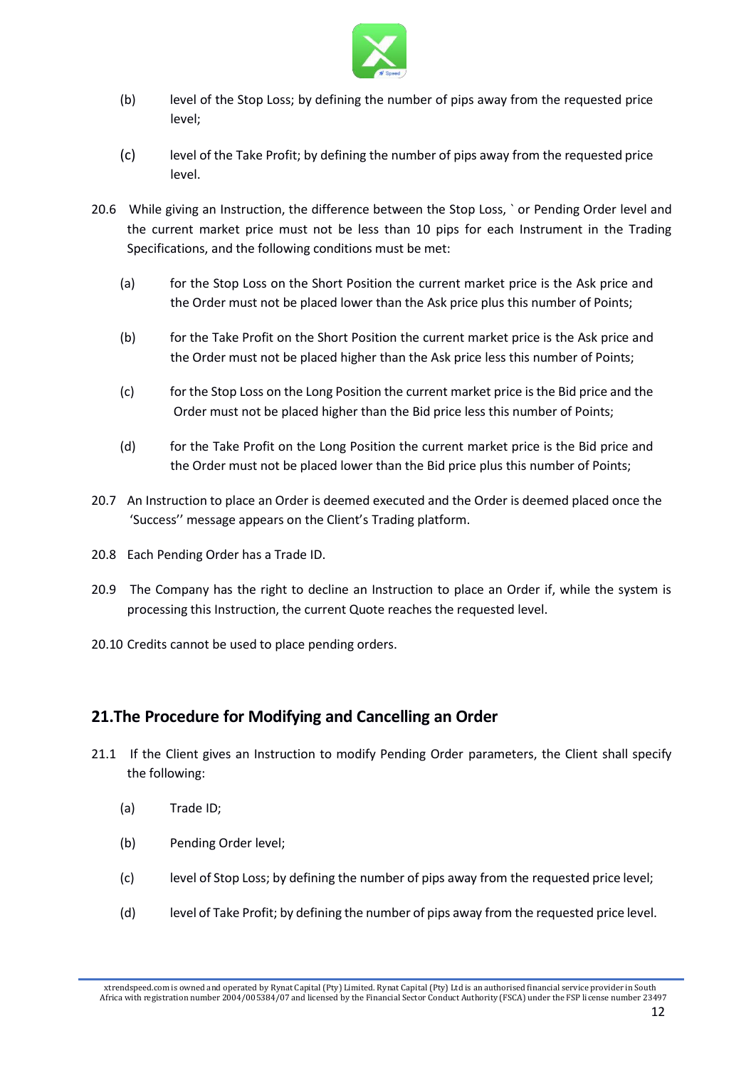(b) level of the Stop Loss; by defining the number of pips away from the requested price level;

(c) level of the Take Profit; by defining the number of pips away from the requested price level.

20.6 While giving an Instruction, the difference between the Stop Loss, ` or Pending Order level and the current market price must not be less than 10 pips for each Instrument in the Trading Specifications, and the following conditions must be met:

(a) for the Stop Loss on the Short Position the current market price is the Ask price and the Order must not be placed lower than the Ask price plus this number of Points;

(b) for the Take Profit on the Short Position the current market price is the Ask price and the Order must not be placed higher than the Ask price less this number of Points;

(c) for the Stop Loss on the Long Position the current market price is the Bid price and the Order must not be placed higher than the Bid price less this number of Points;

(d) for the Take Profit on the Long Position the current market price is the Bid price and the Order must not be placed lower than the Bid price plus this number of Points;

20.7 An Instruction to place an Order is deemed executed and the Order is deemed placed once the 'Success'' message appears on the Client's Trading platform.

20.8 Each Pending Order has a Trade ID.

20.9 The Company has the right to decline an Instruction to place an Order if, while the system is processing this Instruction, the current Quote reaches the requested level.

20.10 Credits cannot be used to place pending orders.

## 21.The Procedure for Modifying and Cancelling an Order

21.1 If the Client gives an Instruction to modify Pending Order parameters, the Client shall specify the following:

(a) Trade ID;

(b) Pending Order level;

(c) level of Stop Loss; by defining the number of pips away from the requested price level;

(d) level of Take Profit; by defining the number of pips away from the requested price level.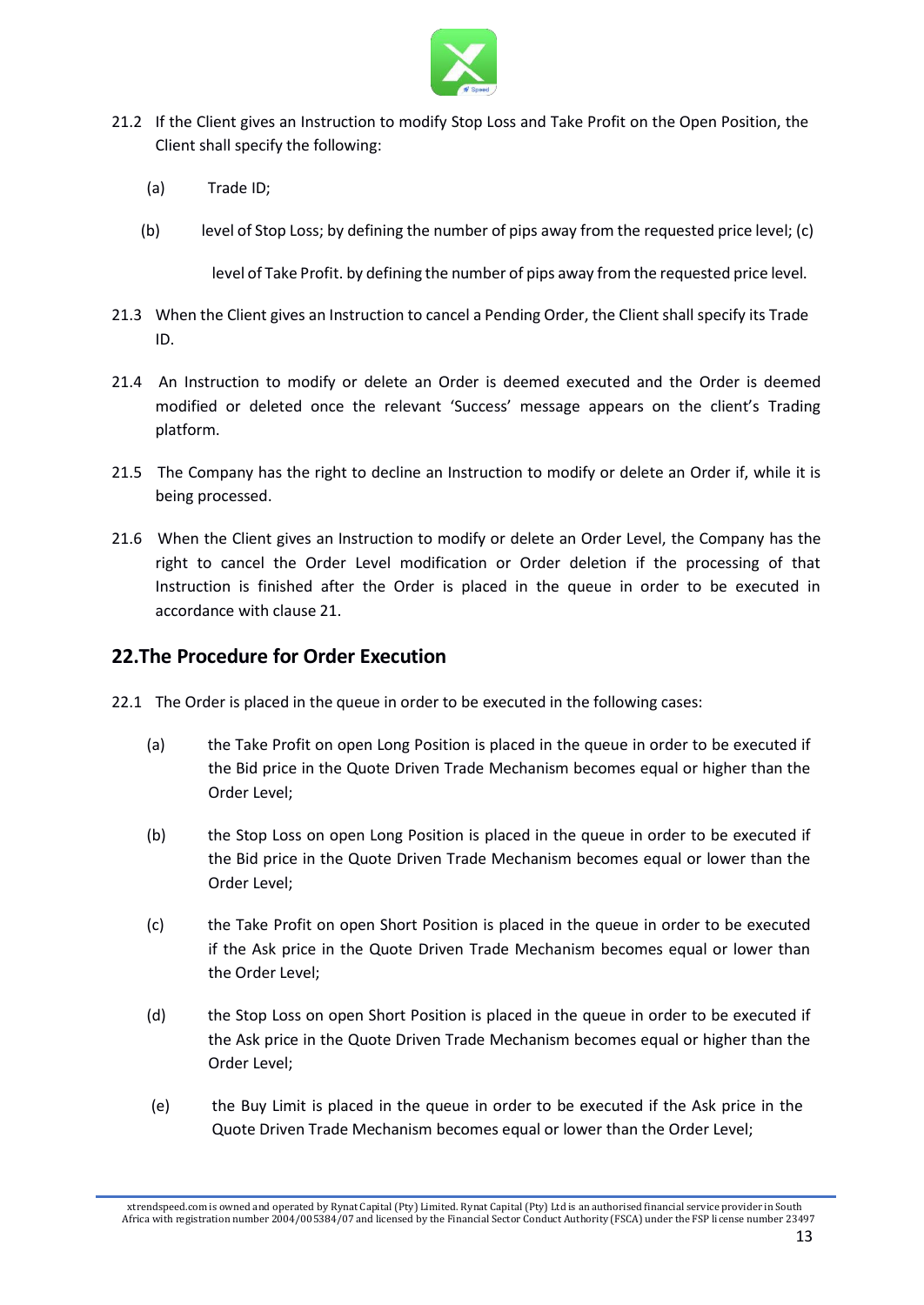21.2 If the Client gives an Instruction to modify Stop Loss and Take Profit on the Open Position, the Client shall specify the following:

(a) Trade ID;

(b) level of Stop Loss; by defining the number of pips away from the requested price level; (c) level of Take Profit. by defining the number of pips away from the requested price level.

21.3 When the Client gives an Instruction to cancel a Pending Order, the Client shall specify its Trade ID.

21.4 An Instruction to modify or delete an Order is deemed executed and the Order is deemed modified or deleted once the relevant 'Success' message appears on the client's Trading platform.

21.5 The Company has the right to decline an Instruction to modify or delete an Order if, while it is being processed.

21.6 When the Client gives an Instruction to modify or delete an Order Level, the Company has the right to cancel the Order Level modification or Order deletion if the processing of that Instruction is finished after the Order is placed in the queue in order to be executed in accordance with clause 21.

## 22.The Procedure for Order Execution

22.1 The Order is placed in the queue in order to be executed in the following cases:

(a) the Take Profit on open Long Position is placed in the queue in order to be executed if the Bid price in the Quote Driven Trade Mechanism becomes equal or higher than the Order Level;

(b) the Stop Loss on open Long Position is placed in the queue in order to be executed if the Bid price in the Quote Driven Trade Mechanism becomes equal or lower than the Order Level;

(c) the Take Profit on open Short Position is placed in the queue in order to be executed if the Ask price in the Quote Driven Trade Mechanism becomes equal or lower than the Order Level;

(d) the Stop Loss on open Short Position is placed in the queue in order to be executed if the Ask price in the Quote Driven Trade Mechanism becomes equal or higher than the Order Level;

(e) the Buy Limit is placed in the queue in order to be executed if the Ask price in the Quote Driven Trade Mechanism becomes equal or lower than the Order Level;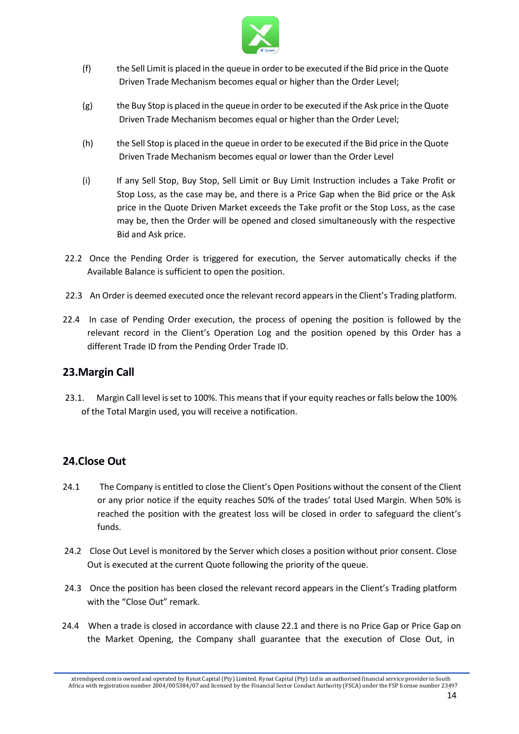(f) the Sell Limit is placed in the queue in order to be executed if the Bid price in the Quote Driven Trade Mechanism becomes equal or higher than the Order Level;

(g) the Buy Stop is placed in the queue in order to be executed if the Ask price in the Quote Driven Trade Mechanism becomes equal or higher than the Order Level;

(h) the Sell Stop is placed in the queue in order to be executed if the Bid price in the Quote Driven Trade Mechanism becomes equal or lower than the Order Level

(i) If any Sell Stop, Buy Stop, Sell Limit or Buy Limit Instruction includes a Take Profit or Stop Loss, as the case may be, and there is a Price Gap when the Bid price or the Ask price in the Quote Driven Market exceeds the Take profit or the Stop Loss, as the case may be, then the Order will be opened and closed simultaneously with the respective Bid and Ask price.

22.2 Once the Pending Order is triggered for execution, the Server automatically checks if the Available Balance is sufficient to open the position.

22.3 An Order is deemed executed once the relevant record appears in the Client's Trading platform.

22.4 In case of Pending Order execution, the process of opening the position is followed by the relevant record in the Client's Operation Log and the position opened by this Order has a different Trade ID from the Pending Order Trade ID.

## 23.Margin Call

23.1. Margin Call level is set to 100%. This means that if your equity reaches or falls below the 100% of the Total Margin used, you will receive a notification.

## 24.Close Out

24.1 The Company is entitled to close the Client's Open Positions without the consent of the Client or any prior notice if the equity reaches 50% of the trades' total Used Margin. When 50% is reached the position with the greatest loss will be closed in order to safeguard the client's funds.

24.2 Close Out Level is monitored by the Server which closes a position without prior consent. Close Out is executed at the current Quote following the priority of the queue.

24.3 Once the position has been closed the relevant record appears in the Client's Trading platform with the "Close Out" remark.

24.4 When a trade is closed in accordance with clause 22.1 and there is no Price Gap or Price Gap on the Market Opening, the Company shall guarantee that the execution of Close Out, in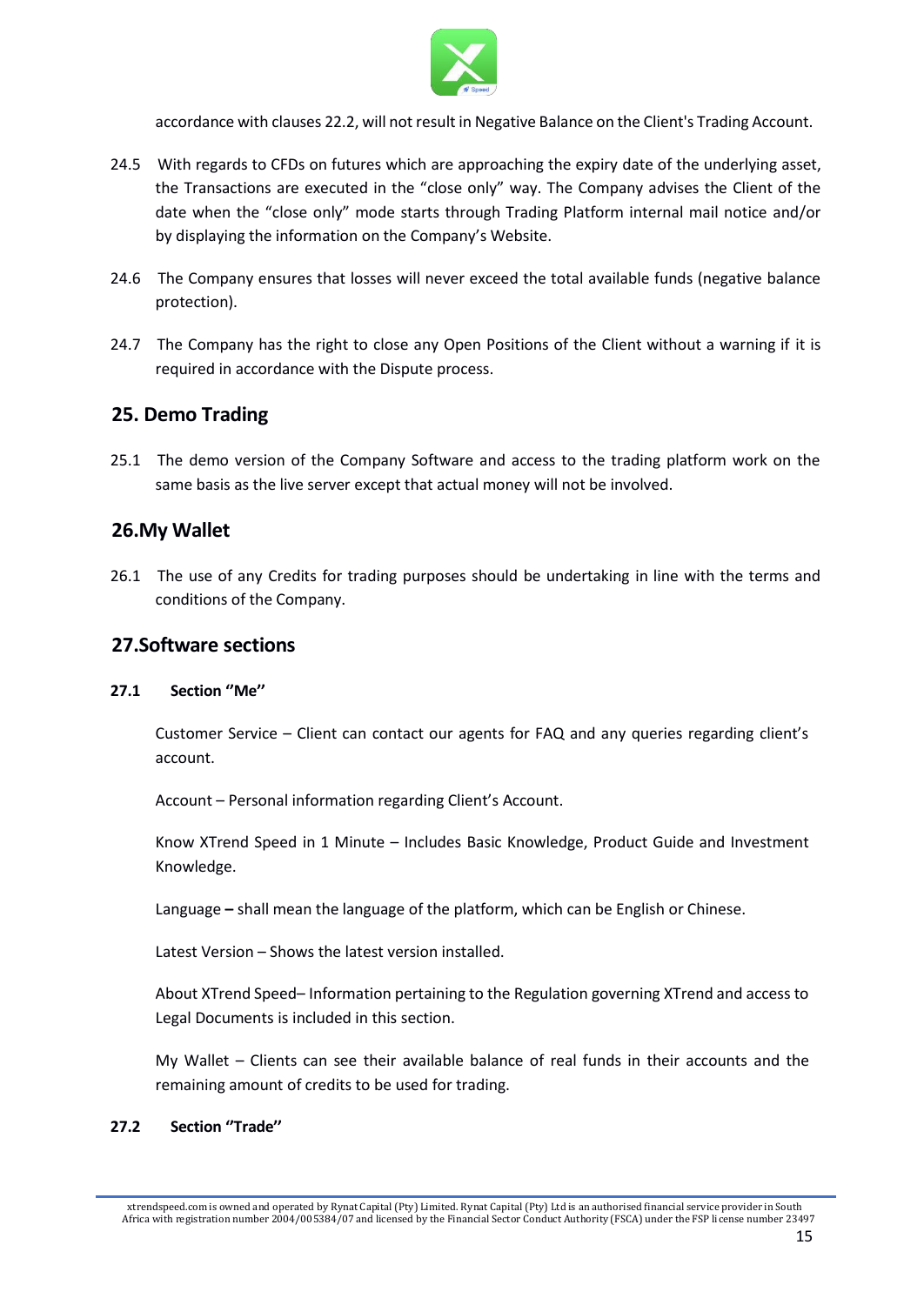accordance with clauses 22.2, will not result in Negative Balance on the Client's Trading Account.

24.5 With regards to CFDs on futures which are approaching the expiry date of the underlying asset, the Transactions are executed in the "close only" way. The Company advises the Client of the date when the "close only" mode starts through Trading Platform internal mail notice and/or by displaying the information on the Company's Website.

24.6 The Company ensures that losses will never exceed the total available funds (negative balance protection).

24.7 The Company has the right to close any Open Positions of the Client without a warning if it is required in accordance with the Dispute process.

## 25. Demo Trading

25.1 The demo version of the Company Software and access to the trading platform work on the same basis as the live server except that actual money will not be involved.

## 26.My Wallet

26.1 The use of any Credits for trading purposes should be undertaking in line with the terms and conditions of the Company.

## 27.Software sections

**27.1 Section "Me"**

Customer Service – Client can contact our agents for FAQ and any queries regarding client's account.

Account – Personal information regarding Client's Account.

Know XTrend Speed in 1 Minute – Includes Basic Knowledge, Product Guide and Investment Knowledge.

Language **–** shall mean the language of the platform, which can be English or Chinese.

Latest Version – Shows the latest version installed.

About XTrend Speed– Information pertaining to the Regulation governing XTrend and access to Legal Documents is included in this section.

My Wallet – Clients can see their available balance of real funds in their accounts and the remaining amount of credits to be used for trading.

**27.2 Section "Trade"**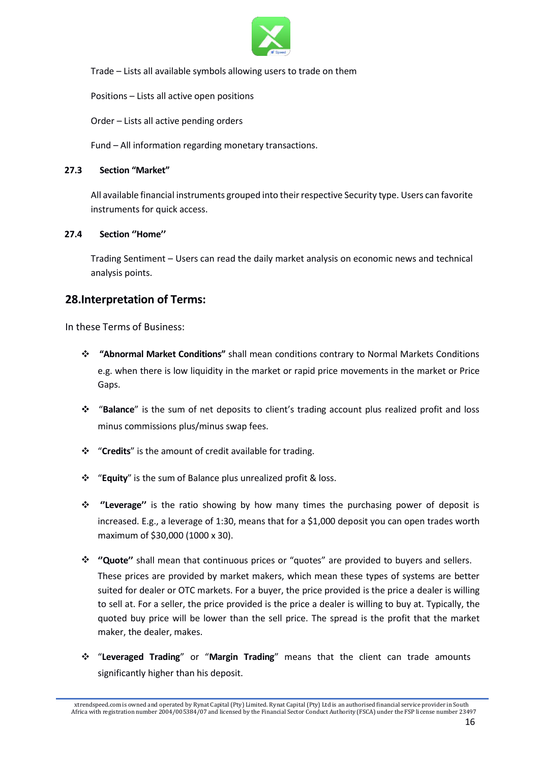Trade – Lists all available symbols allowing users to trade on them

Positions – Lists all active open positions

Order – Lists all active pending orders

Fund – All information regarding monetary transactions.

### 27.3 Section "Market"

All available financial instruments grouped into their respective Security type. Users can favorite instruments for quick access.

### 27.4 Section "Home"

Trading Sentiment – Users can read the daily market analysis on economic news and technical analysis points.

## 28.Interpretation of Terms:

In these Terms of Business:

- **"Abnormal Market Conditions"** shall mean conditions contrary to Normal Markets Conditions e.g. when there is low liquidity in the market or rapid price movements in the market or Price Gaps.
- "**Balance**" is the sum of net deposits to client's trading account plus realized profit and loss minus commissions plus/minus swap fees.
- "**Credits**" is the amount of credit available for trading.
- "**Equity**" is the sum of Balance plus unrealized profit & loss.
- **"Leverage"** is the ratio showing by how many times the purchasing power of deposit is increased. E.g., a leverage of 1:30, means that for a $1,000 deposit you can open trades worth maximum of $30,000 (1000 x 30).
- **"Quote"** shall mean that continuous prices or "quotes" are provided to buyers and sellers. These prices are provided by market makers, which mean these types of systems are better suited for dealer or OTC markets. For a buyer, the price provided is the price a dealer is willing to sell at. For a seller, the price provided is the price a dealer is willing to buy at. Typically, the quoted buy price will be lower than the sell price. The spread is the profit that the market maker, the dealer, makes.
- "**Leveraged Trading**" or "**Margin Trading**" means that the client can trade amounts significantly higher than his deposit.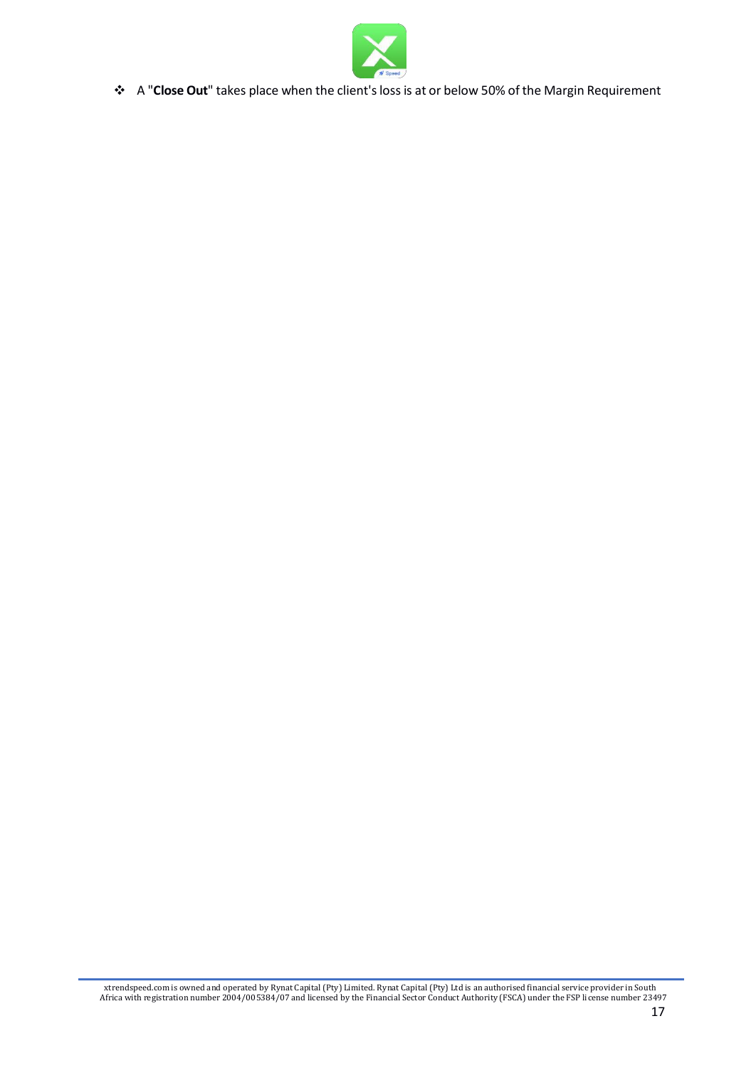- A "**Close Out**" takes place when the client's loss is at or below 50% of the Margin Requirement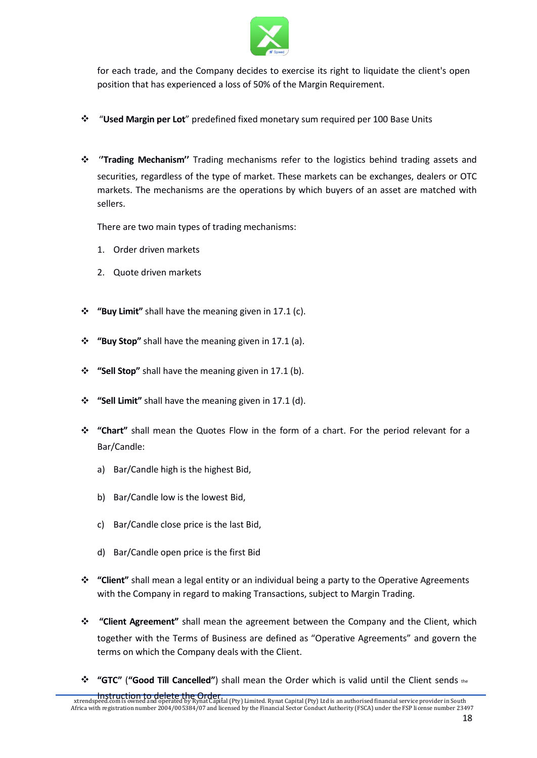for each trade, and the Company decides to exercise its right to liquidate the client's open position that has experienced a loss of 50% of the Margin Requirement.

- "**Used Margin per Lot**" predefined fixed monetary sum required per 100 Base Units

- "**Trading Mechanism**" Trading mechanisms refer to the logistics behind trading assets and securities, regardless of the type of market. These markets can be exchanges, dealers or OTC markets. The mechanisms are the operations by which buyers of an asset are matched with sellers.

  There are two main types of trading mechanisms:

  1. Order driven markets
  2. Quote driven markets

- **"Buy Limit"** shall have the meaning given in 17.1 (c).

- **"Buy Stop"** shall have the meaning given in 17.1 (a).

- **"Sell Stop"** shall have the meaning given in 17.1 (b).

- **"Sell Limit"** shall have the meaning given in 17.1 (d).

- **"Chart"** shall mean the Quotes Flow in the form of a chart. For the period relevant for a Bar/Candle:

  a) Bar/Candle high is the highest Bid,

  b) Bar/Candle low is the lowest Bid,

  c) Bar/Candle close price is the last Bid,

  d) Bar/Candle open price is the first Bid

- **"Client"** shall mean a legal entity or an individual being a party to the Operative Agreements with the Company in regard to making Transactions, subject to Margin Trading.

- **"Client Agreement"** shall mean the agreement between the Company and the Client, which together with the Terms of Business are defined as "Operative Agreements" and govern the terms on which the Company deals with the Client.

- **"GTC"** (**"Good Till Cancelled"**) shall mean the Order which is valid until the Client sends the Instruction to delete the Order.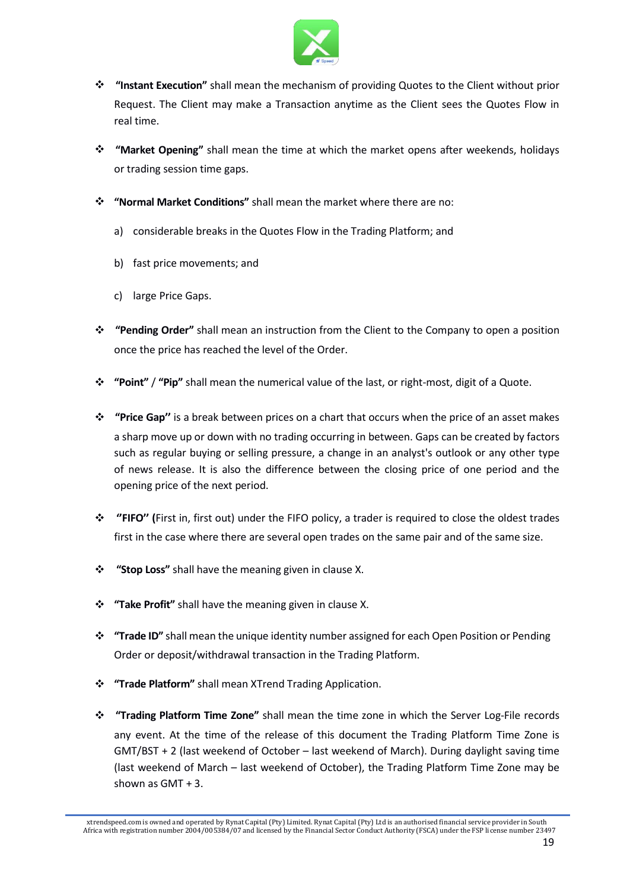- **"Instant Execution"** shall mean the mechanism of providing Quotes to the Client without prior Request. The Client may make a Transaction anytime as the Client sees the Quotes Flow in real time.

- **"Market Opening"** shall mean the time at which the market opens after weekends, holidays or trading session time gaps.

- **"Normal Market Conditions"** shall mean the market where there are no:

  a) considerable breaks in the Quotes Flow in the Trading Platform; and

  b) fast price movements; and

  c) large Price Gaps.

- **"Pending Order"** shall mean an instruction from the Client to the Company to open a position once the price has reached the level of the Order.

- **"Point"** / **"Pip"** shall mean the numerical value of the last, or right-most, digit of a Quote.

- **"Price Gap"** is a break between prices on a chart that occurs when the price of an asset makes a sharp move up or down with no trading occurring in between. Gaps can be created by factors such as regular buying or selling pressure, a change in an analyst's outlook or any other type of news release. It is also the difference between the closing price of one period and the opening price of the next period.

- **"FIFO" (**First in, first out) under the FIFO policy, a trader is required to close the oldest trades first in the case where there are several open trades on the same pair and of the same size.

- **"Stop Loss"** shall have the meaning given in clause X.

- **"Take Profit"** shall have the meaning given in clause X.

- **"Trade ID"** shall mean the unique identity number assigned for each Open Position or Pending Order or deposit/withdrawal transaction in the Trading Platform.

- **"Trade Platform"** shall mean XTrend Trading Application.

- **"Trading Platform Time Zone"** shall mean the time zone in which the Server Log-File records any event. At the time of the release of this document the Trading Platform Time Zone is GMT/BST + 2 (last weekend of October – last weekend of March). During daylight saving time (last weekend of March – last weekend of October), the Trading Platform Time Zone may be shown as GMT + 3.